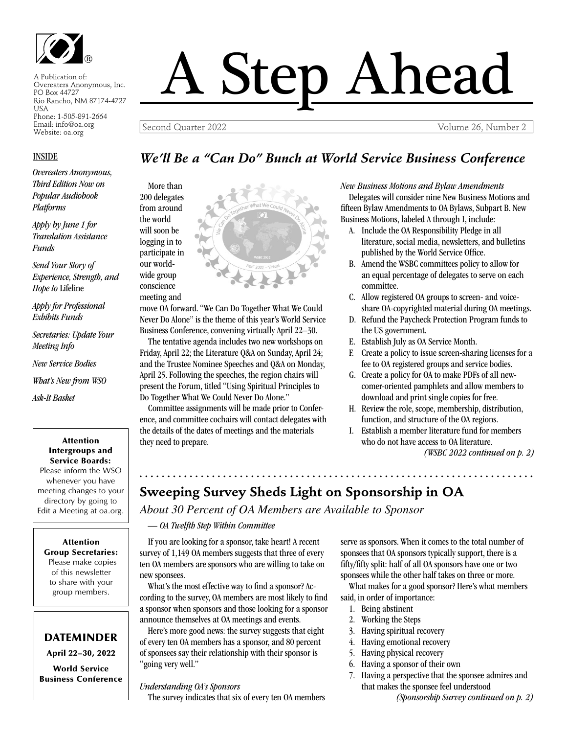A Publication of:
Overeaters Anonymous, Inc.
PO Box 44727
Rio Rancho, NM 87174-4727
USA
Phone: 1-505-891-2664
Email: info@oa.org
Website: oa.org

# A Step Ahead

Second Quarter 2022 — Volume 26, Number 2

**INSIDE**

*Overeaters Anonymous, Third Edition Now on Popular Audiobook Platforms*

*Apply by June 1 for Translation Assistance Funds*

*Send Your Story of Experience, Strength, and Hope to* Lifeline

*Apply for Professional Exhibits Funds*

*Secretaries: Update Your Meeting Info*

*New Service Bodies*

*What's New from WSO*

*Ask-It Basket*

**Attention Intergroups and Service Boards:**
Please inform the WSO whenever you have meeting changes to your directory by going to Edit a Meeting at oa.org.

**Attention Group Secretaries:**
Please make copies of this newsletter to share with your group members.

**DATEMINDER**
**April 22–30, 2022**
**World Service Business Conference**

## *We'll Be a "Can Do" Bunch at World Service Business Conference*

More than 200 delegates from around the world will soon be logging in to participate in our worldwide group conscience meeting and move OA forward. "We Can Do Together What We Could Never Do Alone" is the theme of this year's World Service Business Conference, convening virtually April 22–30.

The tentative agenda includes two new workshops on Friday, April 22; the Literature Q&A on Sunday, April 24; and the Trustee Nominee Speeches and Q&A on Monday, April 25. Following the speeches, the region chairs will present the Forum, titled "Using Spiritual Principles to Do Together What We Could Never Do Alone."

Committee assignments will be made prior to Conference, and committee cochairs will contact delegates with the details of the dates of meetings and the materials they need to prepare.

*New Business Motions and Bylaw Amendments*

Delegates will consider nine New Business Motions and fifteen Bylaw Amendments to OA Bylaws, Subpart B. New Business Motions, labeled A through I, include:

A. Include the OA Responsibility Pledge in all literature, social media, newsletters, and bulletins published by the World Service Office.
B. Amend the WSBC committees policy to allow for an equal percentage of delegates to serve on each committee.
C. Allow registered OA groups to screen- and voice-share OA-copyrighted material during OA meetings.
D. Refund the Paycheck Protection Program funds to the US government.
E. Establish July as OA Service Month.
F. Create a policy to issue screen-sharing licenses for a fee to OA registered groups and service bodies.
G. Create a policy for OA to make PDFs of all newcomer-oriented pamphlets and allow members to download and print single copies for free.
H. Review the role, scope, membership, distribution, function, and structure of the OA regions.
I. Establish a member literature fund for members who do not have access to OA literature.

*(WSBC 2022 continued on p. 2)*

## Sweeping Survey Sheds Light on Sponsorship in OA

### *About 30 Percent of OA Members are Available to Sponsor*

*— OA Twelfth Step Within Committee*

If you are looking for a sponsor, take heart! A recent survey of 1,149 OA members suggests that three of every ten OA members are sponsors who are willing to take on new sponsees.

What's the most effective way to find a sponsor? According to the survey, OA members are most likely to find a sponsor when sponsors and those looking for a sponsor announce themselves at OA meetings and events.

Here's more good news: the survey suggests that eight of every ten OA members has a sponsor, and 80 percent of sponsees say their relationship with their sponsor is "going very well."

*Understanding OA's Sponsors*

The survey indicates that six of every ten OA members serve as sponsors. When it comes to the total number of sponsees that OA sponsors typically support, there is a fifty/fifty split: half of all OA sponsors have one or two sponsees while the other half takes on three or more.

What makes for a good sponsor? Here's what members said, in order of importance:

1. Being abstinent
2. Working the Steps
3. Having spiritual recovery
4. Having emotional recovery
5. Having physical recovery
6. Having a sponsor of their own
7. Having a perspective that the sponsee admires and that makes the sponsee feel understood

*(Sponsorship Survey continued on p. 2)*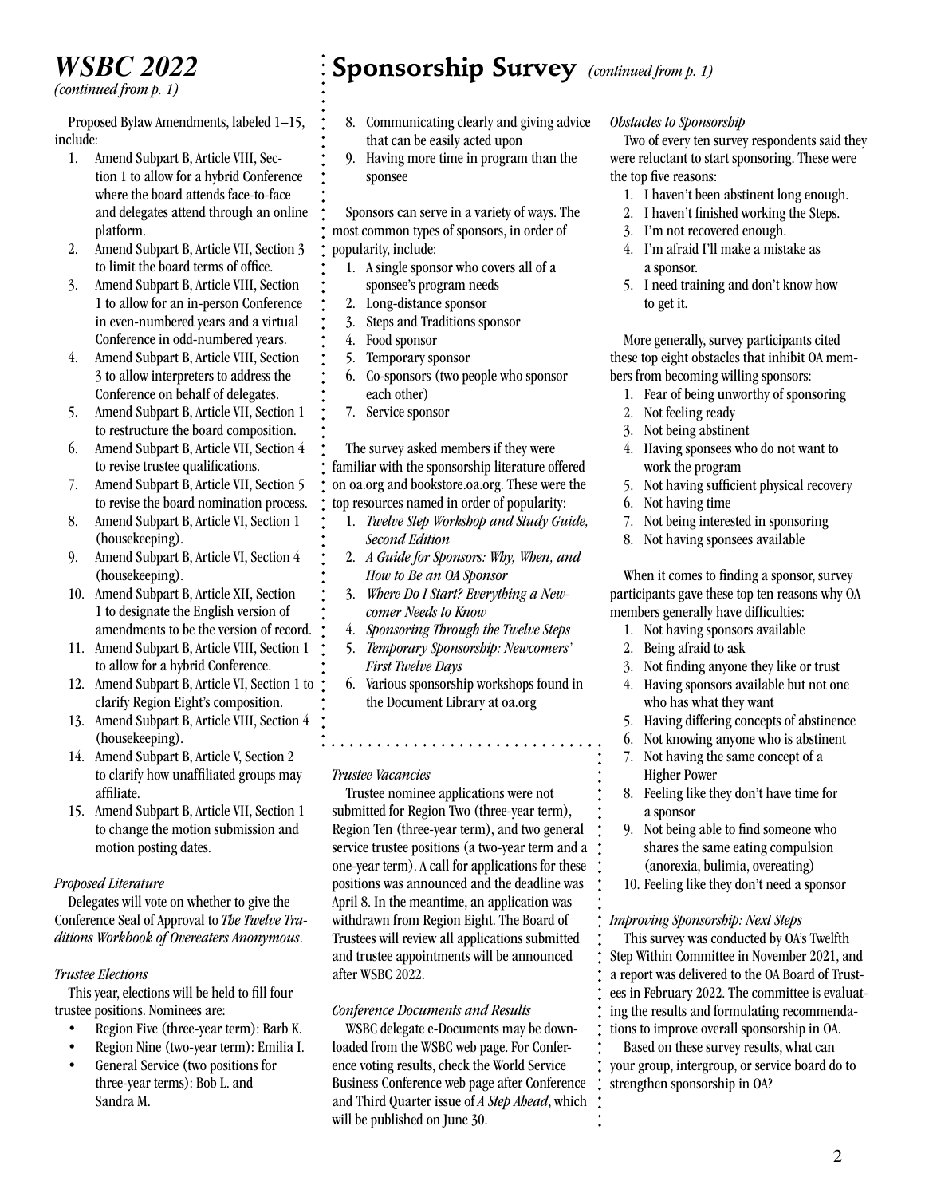## *WSBC 2022*

*(continued from p. 1)*

Proposed Bylaw Amendments, labeled 1–15, include:

1. Amend Subpart B, Article VIII, Section 1 to allow for a hybrid Conference where the board attends face-to-face and delegates attend through an online platform.
2. Amend Subpart B, Article VII, Section 3 to limit the board terms of office.
3. Amend Subpart B, Article VIII, Section 1 to allow for an in-person Conference in even-numbered years and a virtual Conference in odd-numbered years.
4. Amend Subpart B, Article VIII, Section 3 to allow interpreters to address the Conference on behalf of delegates.
5. Amend Subpart B, Article VII, Section 1 to restructure the board composition.
6. Amend Subpart B, Article VII, Section 4 to revise trustee qualifications.
7. Amend Subpart B, Article VII, Section 5 to revise the board nomination process.
8. Amend Subpart B, Article VI, Section 1 (housekeeping).
9. Amend Subpart B, Article VI, Section 4 (housekeeping).
10. Amend Subpart B, Article XII, Section 1 to designate the English version of amendments to be the version of record.
11. Amend Subpart B, Article VIII, Section 1 to allow for a hybrid Conference.
12. Amend Subpart B, Article VI, Section 1 to clarify Region Eight's composition.
13. Amend Subpart B, Article VIII, Section 4 (housekeeping).
14. Amend Subpart B, Article V, Section 2 to clarify how unaffiliated groups may affiliate.
15. Amend Subpart B, Article VII, Section 1 to change the motion submission and motion posting dates.

*Proposed Literature*

Delegates will vote on whether to give the Conference Seal of Approval to *The Twelve Traditions Workbook of Overeaters Anonymous*.

*Trustee Elections*

This year, elections will be held to fill four trustee positions. Nominees are:

- Region Five (three-year term): Barb K.
- Region Nine (two-year term): Emilia I.
- General Service (two positions for three-year terms): Bob L. and Sandra M.

*Trustee Vacancies*

Trustee nominee applications were not submitted for Region Two (three-year term), Region Ten (three-year term), and two general service trustee positions (a two-year term and a one-year term). A call for applications for these positions was announced and the deadline was April 8. In the meantime, an application was withdrawn from Region Eight. The Board of Trustees will review all applications submitted and trustee appointments will be announced after WSBC 2022.

*Conference Documents and Results*

WSBC delegate e-Documents may be downloaded from the WSBC web page. For Conference voting results, check the World Service Business Conference web page after Conference and Third Quarter issue of *A Step Ahead*, which will be published on June 30.

## Sponsorship Survey *(continued from p. 1)*

8. Communicating clearly and giving advice that can be easily acted upon
9. Having more time in program than the sponsee

Sponsors can serve in a variety of ways. The most common types of sponsors, in order of popularity, include:

1. A single sponsor who covers all of a sponsee's program needs
2. Long-distance sponsor
3. Steps and Traditions sponsor
4. Food sponsor
5. Temporary sponsor
6. Co-sponsors (two people who sponsor each other)
7. Service sponsor

The survey asked members if they were familiar with the sponsorship literature offered on oa.org and bookstore.oa.org. These were the top resources named in order of popularity:

1. *Twelve Step Workshop and Study Guide, Second Edition*
2. *A Guide for Sponsors: Why, When, and How to Be an OA Sponsor*
3. *Where Do I Start? Everything a Newcomer Needs to Know*
4. *Sponsoring Through the Twelve Steps*
5. *Temporary Sponsorship: Newcomers' First Twelve Days*
6. Various sponsorship workshops found in the Document Library at oa.org

*Obstacles to Sponsorship*

Two of every ten survey respondents said they were reluctant to start sponsoring. These were the top five reasons:

1. I haven't been abstinent long enough.
2. I haven't finished working the Steps.
3. I'm not recovered enough.
4. I'm afraid I'll make a mistake as a sponsor.
5. I need training and don't know how to get it.

More generally, survey participants cited these top eight obstacles that inhibit OA members from becoming willing sponsors:

1. Fear of being unworthy of sponsoring
2. Not feeling ready
3. Not being abstinent
4. Having sponsees who do not want to work the program
5. Not having sufficient physical recovery
6. Not having time
7. Not being interested in sponsoring
8. Not having sponsees available

When it comes to finding a sponsor, survey participants gave these top ten reasons why OA members generally have difficulties:

1. Not having sponsors available
2. Being afraid to ask
3. Not finding anyone they like or trust
4. Having sponsors available but not one who has what they want
5. Having differing concepts of abstinence
6. Not knowing anyone who is abstinent
7. Not having the same concept of a Higher Power
8. Feeling like they don't have time for a sponsor
9. Not being able to find someone who shares the same eating compulsion (anorexia, bulimia, overeating)
10. Feeling like they don't need a sponsor

*Improving Sponsorship: Next Steps*

This survey was conducted by OA's Twelfth Step Within Committee in November 2021, and a report was delivered to the OA Board of Trustees in February 2022. The committee is evaluating the results and formulating recommendations to improve overall sponsorship in OA.

Based on these survey results, what can your group, intergroup, or service board do to strengthen sponsorship in OA?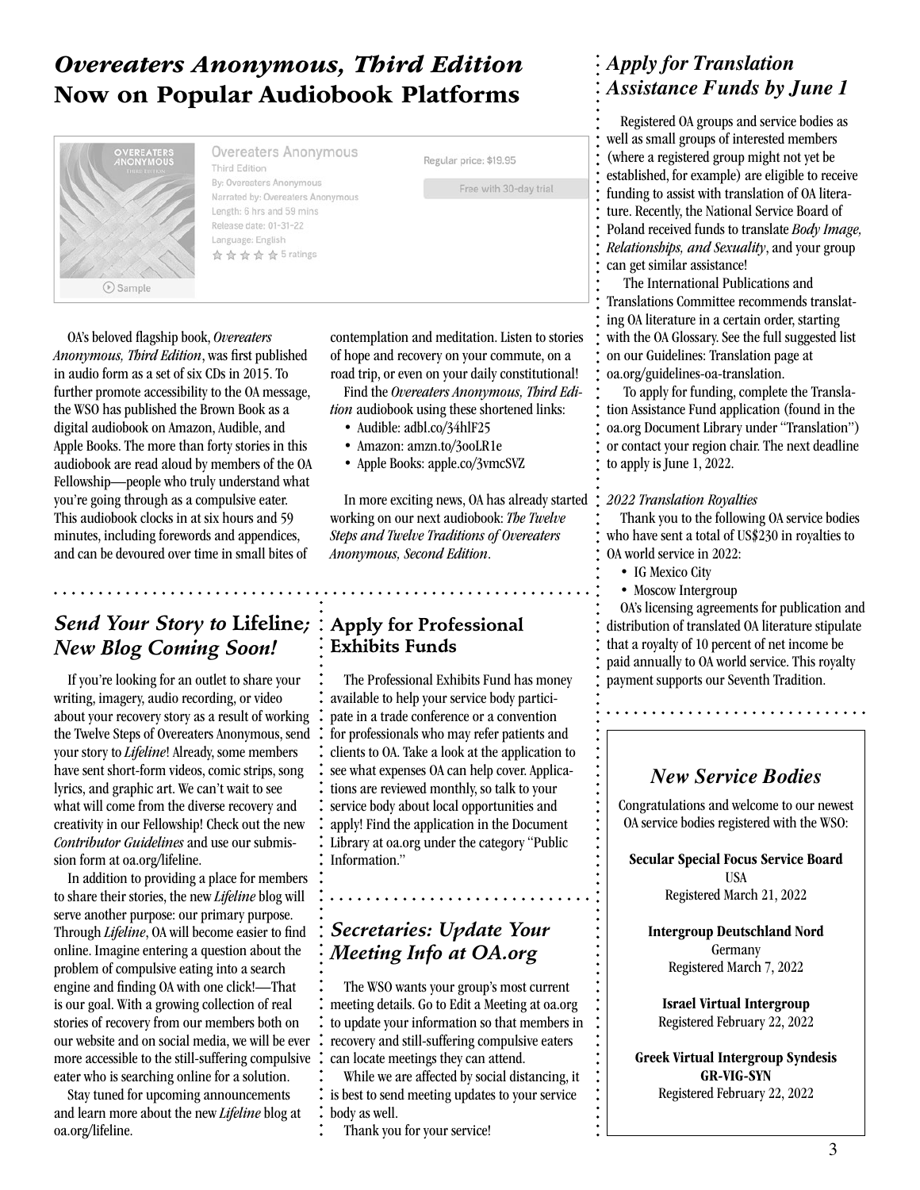## *Overeaters Anonymous, Third Edition* Now on Popular Audiobook Platforms

Overeaters Anonymous
Third Edition
By: Overeaters Anonymous
Narrated by: Overeaters Anonymous
Length: 6 hrs and 59 mins
Release date: 01-31-22
Language: English
5 ratings

Regular price: $19.95
Free with 30-day trial

Sample

OA's beloved flagship book, *Overeaters Anonymous, Third Edition*, was first published in audio form as a set of six CDs in 2015. To further promote accessibility to the OA message, the WSO has published the Brown Book as a digital audiobook on Amazon, Audible, and Apple Books. The more than forty stories in this audiobook are read aloud by members of the OA Fellowship—people who truly understand what you're going through as a compulsive eater. This audiobook clocks in at six hours and 59 minutes, including forewords and appendices, and can be devoured over time in small bites of contemplation and meditation. Listen to stories of hope and recovery on your commute, on a road trip, or even on your daily constitutional!

Find the *Overeaters Anonymous, Third Edition* audiobook using these shortened links:

- Audible: adbl.co/34hlF25
- Amazon: amzn.to/3ooLR1e
- Apple Books: apple.co/3vmcSVZ

In more exciting news, OA has already started working on our next audiobook: *The Twelve Steps and Twelve Traditions of Overeaters Anonymous, Second Edition*.

## *Send Your Story to* Lifeline*; New Blog Coming Soon!*

If you're looking for an outlet to share your writing, imagery, audio recording, or video about your recovery story as a result of working the Twelve Steps of Overeaters Anonymous, send your story to *Lifeline*! Already, some members have sent short-form videos, comic strips, song lyrics, and graphic art. We can't wait to see what will come from the diverse recovery and creativity in our Fellowship! Check out the new *Contributor Guidelines* and use our submission form at oa.org/lifeline.

In addition to providing a place for members to share their stories, the new *Lifeline* blog will serve another purpose: our primary purpose. Through *Lifeline*, OA will become easier to find online. Imagine entering a question about the problem of compulsive eating into a search engine and finding OA with one click!—That is our goal. With a growing collection of real stories of recovery from our members both on our website and on social media, we will be ever more accessible to the still-suffering compulsive eater who is searching online for a solution.

Stay tuned for upcoming announcements and learn more about the new *Lifeline* blog at oa.org/lifeline.

## Apply for Professional Exhibits Funds

The Professional Exhibits Fund has money available to help your service body participate in a trade conference or a convention for professionals who may refer patients and clients to OA. Take a look at the application to see what expenses OA can help cover. Applications are reviewed monthly, so talk to your service body about local opportunities and apply! Find the application in the Document Library at oa.org under the category "Public Information."

## *Secretaries: Update Your Meeting Info at OA.org*

The WSO wants your group's most current meeting details. Go to Edit a Meeting at oa.org to update your information so that members in recovery and still-suffering compulsive eaters can locate meetings they can attend.

While we are affected by social distancing, it is best to send meeting updates to your service body as well.

Thank you for your service!

## *Apply for Translation Assistance Funds by June 1*

Registered OA groups and service bodies as well as small groups of interested members (where a registered group might not yet be established, for example) are eligible to receive funding to assist with translation of OA literature. Recently, the National Service Board of Poland received funds to translate *Body Image, Relationships, and Sexuality*, and your group can get similar assistance!

The International Publications and Translations Committee recommends translating OA literature in a certain order, starting with the OA Glossary. See the full suggested list on our Guidelines: Translation page at oa.org/guidelines-oa-translation.

To apply for funding, complete the Translation Assistance Fund application (found in the oa.org Document Library under "Translation") or contact your region chair. The next deadline to apply is June 1, 2022.

*2022 Translation Royalties*

Thank you to the following OA service bodies who have sent a total of US$230 in royalties to OA world service in 2022:

- IG Mexico City
- Moscow Intergroup

OA's licensing agreements for publication and distribution of translated OA literature stipulate that a royalty of 10 percent of net income be paid annually to OA world service. This royalty payment supports our Seventh Tradition.

## *New Service Bodies*

Congratulations and welcome to our newest OA service bodies registered with the WSO:

**Secular Special Focus Service Board**
USA
Registered March 21, 2022

**Intergroup Deutschland Nord**
Germany
Registered March 7, 2022

**Israel Virtual Intergroup**
Registered February 22, 2022

**Greek Virtual Intergroup Syndesis**
**GR-VIG-SYN**
Registered February 22, 2022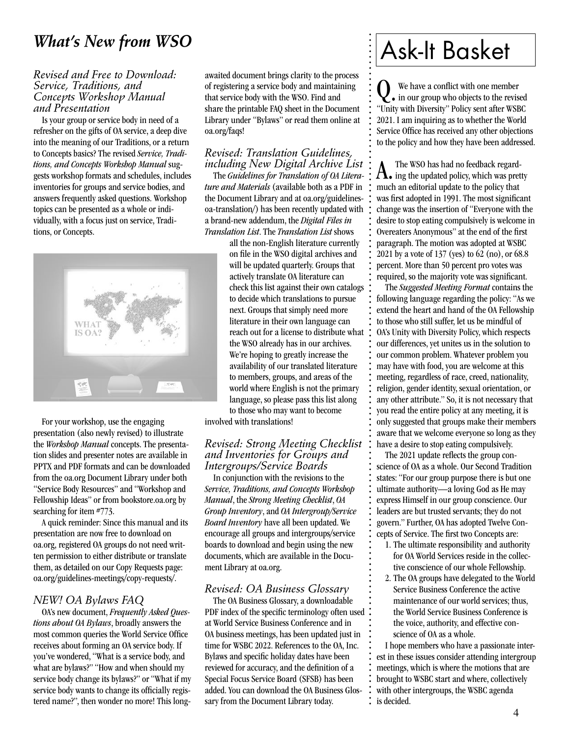## *What's New from WSO*

### *Revised and Free to Download: Service, Traditions, and Concepts Workshop Manual and Presentation*

Is your group or service body in need of a refresher on the gifts of OA service, a deep dive into the meaning of our Traditions, or a return to Concepts basics? The revised *Service, Traditions, and Concepts Workshop Manual* suggests workshop formats and schedules, includes inventories for groups and service bodies, and answers frequently asked questions. Workshop topics can be presented as a whole or individually, with a focus just on service, Traditions, or Concepts.

For your workshop, use the engaging presentation (also newly revised) to illustrate the *Workshop Manual* concepts. The presentation slides and presenter notes are available in PPTX and PDF formats and can be downloaded from the oa.org Document Library under both "Service Body Resources" and "Workshop and Fellowship Ideas" or from bookstore.oa.org by searching for item #773.

A quick reminder: Since this manual and its presentation are now free to download on oa.org, registered OA groups do not need written permission to either distribute or translate them, as detailed on our Copy Requests page: oa.org/guidelines-meetings/copy-requests/.

### *NEW! OA Bylaws FAQ*

OA's new document, *Frequently Asked Questions about OA Bylaws*, broadly answers the most common queries the World Service Office receives about forming an OA service body. If you've wondered, "What is a service body, and what are bylaws?" "How and when should my service body change its bylaws?" or "What if my service body wants to change its officially registered name?", then wonder no more! This long-awaited document brings clarity to the process of registering a service body and maintaining that service body with the WSO. Find and share the printable FAQ sheet in the Document Library under "Bylaws" or read them online at oa.org/faqs!

### *Revised: Translation Guidelines, including New Digital Archive List*

The *Guidelines for Translation of OA Literature and Materials* (available both as a PDF in the Document Library and at oa.org/guidelines-oa-translation/) has been recently updated with a brand-new addendum, the *Digital Files in Translation List*. The *Translation List* shows all the non-English literature currently on file in the WSO digital archives and will be updated quarterly. Groups that actively translate OA literature can check this list against their own catalogs to decide which translations to pursue next. Groups that simply need more literature in their own language can reach out for a license to distribute what the WSO already has in our archives. We're hoping to greatly increase the availability of our translated literature to members, groups, and areas of the world where English is not the primary language, so please pass this list along to those who may want to become involved with translations!

### *Revised: Strong Meeting Checklist and Inventories for Groups and Intergroups/Service Boards*

In conjunction with the revisions to the *Service, Traditions, and Concepts Workshop Manual*, the *Strong Meeting Checklist*, *OA Group Inventory*, and *OA Intergroup/Service Board Inventory* have all been updated. We encourage all groups and intergroups/service boards to download and begin using the new documents, which are available in the Document Library at oa.org.

### *Revised: OA Business Glossary*

The OA Business Glossary, a downloadable PDF index of the specific terminology often used at World Service Business Conference and in OA business meetings, has been updated just in time for WSBC 2022. References to the OA, Inc. Bylaws and specific holiday dates have been reviewed for accuracy, and the definition of a Special Focus Service Board (SFSB) has been added. You can download the OA Business Glossary from the Document Library today.

## Ask-It Basket

**Q.** We have a conflict with one member in our group who objects to the revised "Unity with Diversity" Policy sent after WSBC 2021. I am inquiring as to whether the World Service Office has received any other objections to the policy and how they have been addressed.

**A.** The WSO has had no feedback regarding the updated policy, which was pretty much an editorial update to the policy that was first adopted in 1991. The most significant change was the insertion of "Everyone with the desire to stop eating compulsively is welcome in Overeaters Anonymous" at the end of the first paragraph. The motion was adopted at WSBC 2021 by a vote of 137 (yes) to 62 (no), or 68.8 percent. More than 50 percent pro votes was required, so the majority vote was significant.

The *Suggested Meeting Format* contains the following language regarding the policy: "As we extend the heart and hand of the OA Fellowship to those who still suffer, let us be mindful of OA's Unity with Diversity Policy, which respects our differences, yet unites us in the solution to our common problem. Whatever problem you may have with food, you are welcome at this meeting, regardless of race, creed, nationality, religion, gender identity, sexual orientation, or any other attribute." So, it is not necessary that you read the entire policy at any meeting, it is only suggested that groups make their members aware that we welcome everyone so long as they have a desire to stop eating compulsively.

The 2021 update reflects the group conscience of OA as a whole. Our Second Tradition states: "For our group purpose there is but one ultimate authority—a loving God as He may express Himself in our group conscience. Our leaders are but trusted servants; they do not govern." Further, OA has adopted Twelve Concepts of Service. The first two Concepts are:

1. The ultimate responsibility and authority for OA World Services reside in the collective conscience of our whole Fellowship.
2. The OA groups have delegated to the World Service Business Conference the active maintenance of our world services; thus, the World Service Business Conference is the voice, authority, and effective conscience of OA as a whole.

I hope members who have a passionate interest in these issues consider attending intergroup meetings, which is where the motions that are brought to WSBC start and where, collectively with other intergroups, the WSBC agenda is decided.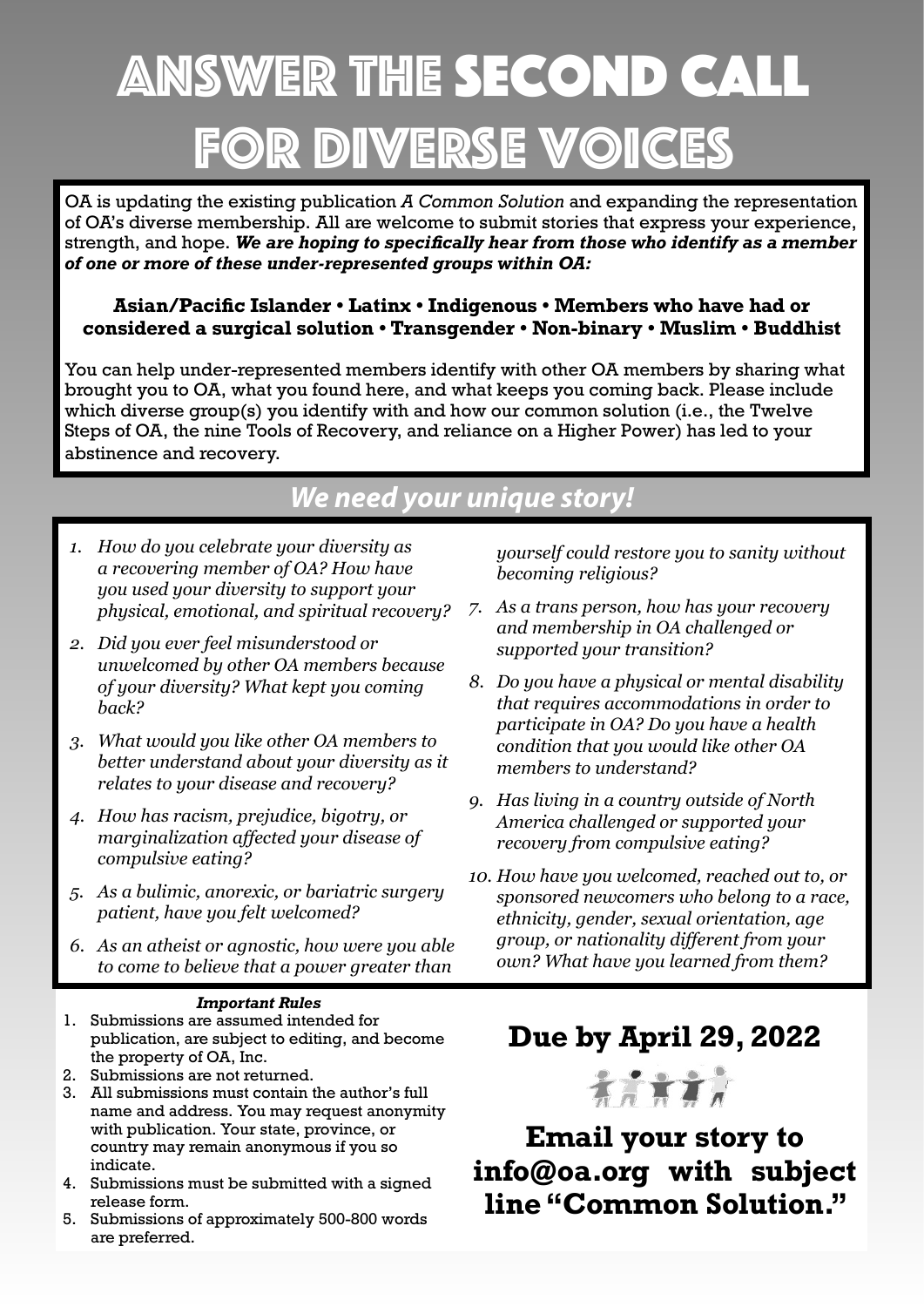# ANSWER THE SECOND CALL FOR DIVERSE VOICES

OA is updating the existing publication *A Common Solution* and expanding the representation of OA's diverse membership. All are welcome to submit stories that express your experience, strength, and hope. ***We are hoping to specifically hear from those who identify as a member of one or more of these under-represented groups within OA:***

**Asian/Pacific Islander • Latinx • Indigenous • Members who have had or considered a surgical solution • Transgender • Non-binary • Muslim • Buddhist**

You can help under-represented members identify with other OA members by sharing what brought you to OA, what you found here, and what keeps you coming back. Please include which diverse group(s) you identify with and how our common solution (i.e., the Twelve Steps of OA, the nine Tools of Recovery, and reliance on a Higher Power) has led to your abstinence and recovery.

## *We need your unique story!*

1. *How do you celebrate your diversity as a recovering member of OA? How have you used your diversity to support your physical, emotional, and spiritual recovery?*
2. *Did you ever feel misunderstood or unwelcomed by other OA members because of your diversity? What kept you coming back?*
3. *What would you like other OA members to better understand about your diversity as it relates to your disease and recovery?*
4. *How has racism, prejudice, bigotry, or marginalization affected your disease of compulsive eating?*
5. *As a bulimic, anorexic, or bariatric surgery patient, have you felt welcomed?*
6. *As an atheist or agnostic, how were you able to come to believe that a power greater than yourself could restore you to sanity without becoming religious?*
7. *As a trans person, how has your recovery and membership in OA challenged or supported your transition?*
8. *Do you have a physical or mental disability that requires accommodations in order to participate in OA? Do you have a health condition that you would like other OA members to understand?*
9. *Has living in a country outside of North America challenged or supported your recovery from compulsive eating?*
10. *How have you welcomed, reached out to, or sponsored newcomers who belong to a race, ethnicity, gender, sexual orientation, age group, or nationality different from your own? What have you learned from them?*

***Important Rules***

1. Submissions are assumed intended for publication, are subject to editing, and become the property of OA, Inc.
2. Submissions are not returned.
3. All submissions must contain the author's full name and address. You may request anonymity with publication. Your state, province, or country may remain anonymous if you so indicate.
4. Submissions must be submitted with a signed release form.
5. Submissions of approximately 500-800 words are preferred.

## Due by April 29, 2022

## Email your story to info@oa.org with subject line "Common Solution."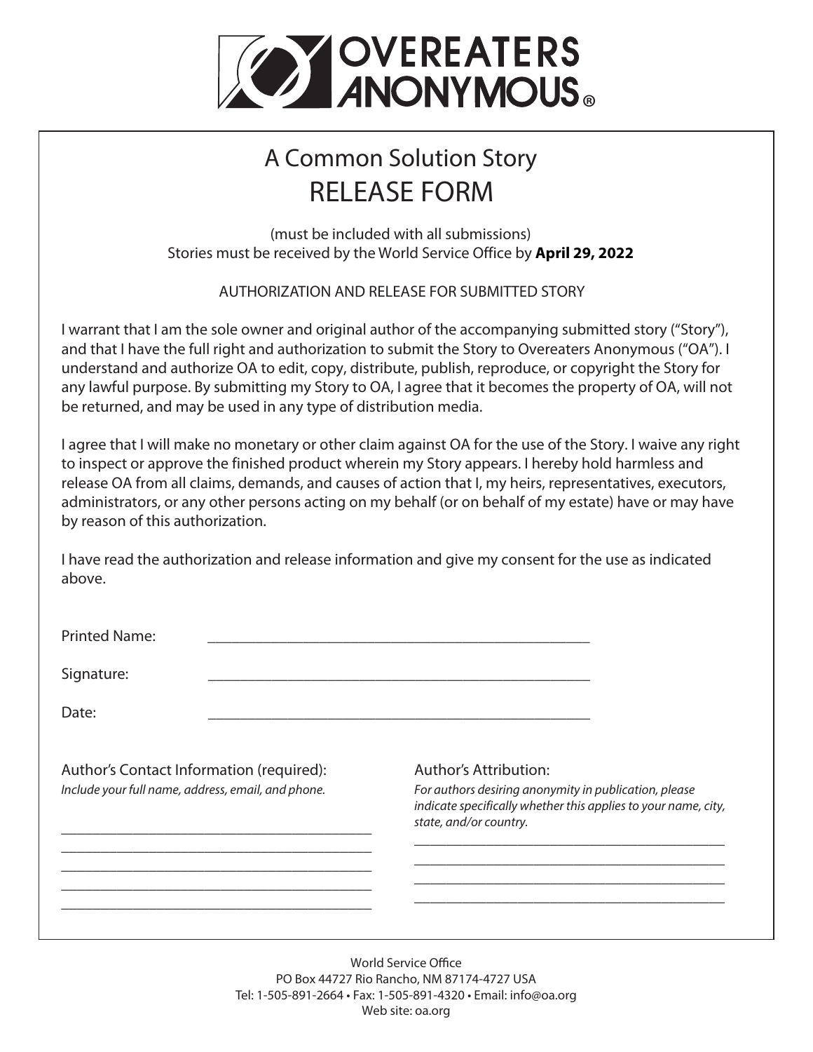# OVEREATERS ANONYMOUS®

## A Common Solution Story
## RELEASE FORM

(must be included with all submissions)
Stories must be received by the World Service Office by **April 29, 2022**

AUTHORIZATION AND RELEASE FOR SUBMITTED STORY

I warrant that I am the sole owner and original author of the accompanying submitted story ("Story"), and that I have the full right and authorization to submit the Story to Overeaters Anonymous ("OA"). I understand and authorize OA to edit, copy, distribute, publish, reproduce, or copyright the Story for any lawful purpose. By submitting my Story to OA, I agree that it becomes the property of OA, will not be returned, and may be used in any type of distribution media.

I agree that I will make no monetary or other claim against OA for the use of the Story. I waive any right to inspect or approve the finished product wherein my Story appears. I hereby hold harmless and release OA from all claims, demands, and causes of action that I, my heirs, representatives, executors, administrators, or any other persons acting on my behalf (or on behalf of my estate) have or may have by reason of this authorization.

I have read the authorization and release information and give my consent for the use as indicated above.

Printed Name: ______________________________________________

Signature: ______________________________________________

Date: ______________________________________________

Author's Contact Information (required):
*Include your full name, address, email, and phone.*

________________________________________
________________________________________
________________________________________
________________________________________
________________________________________

Author's Attribution:
*For authors desiring anonymity in publication, please indicate specifically whether this applies to your name, city, state, and/or country.*

________________________________________
________________________________________
________________________________________
________________________________________

World Service Office
PO Box 44727 Rio Rancho, NM 87174-4727 USA
Tel: 1-505-891-2664 • Fax: 1-505-891-4320 • Email: info@oa.org
Web site: oa.org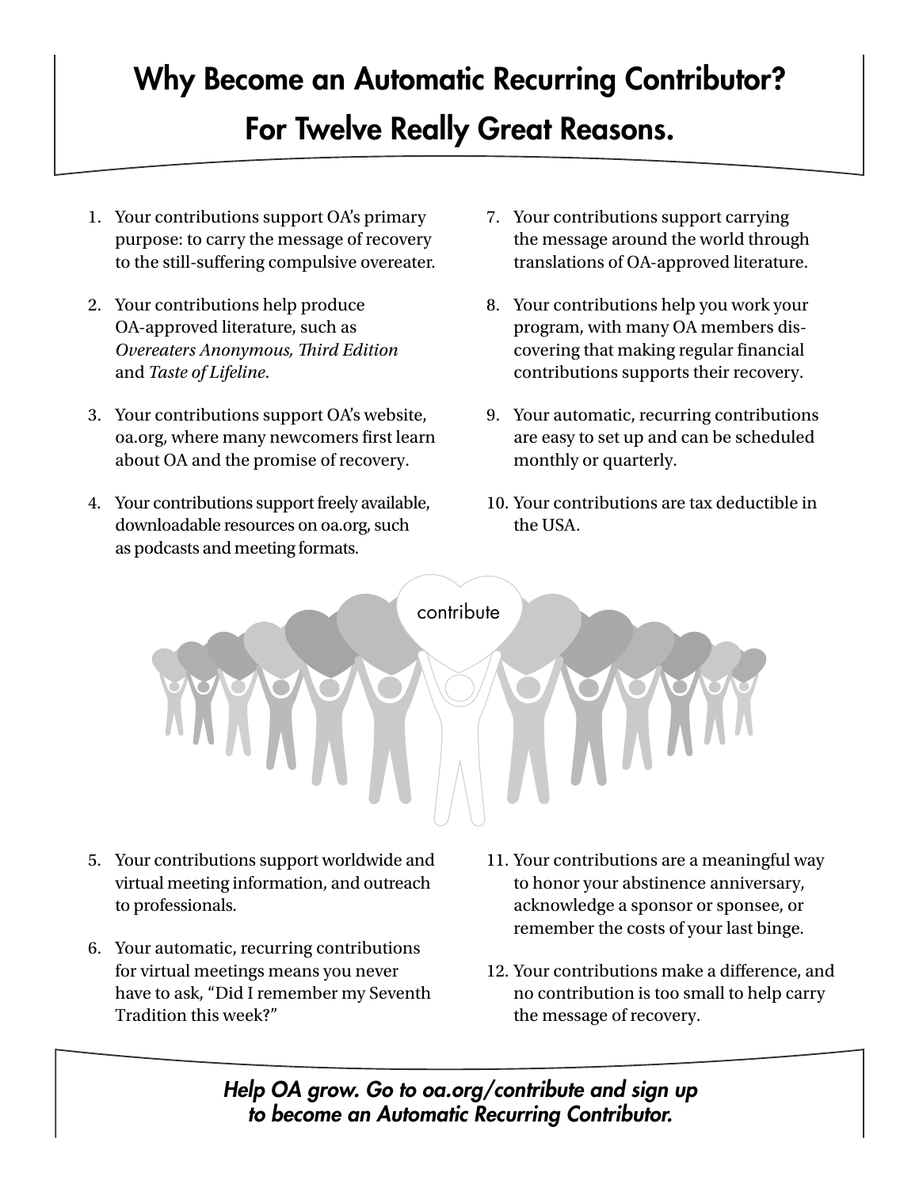# Why Become an Automatic Recurring Contributor?

## For Twelve Really Great Reasons.

1. Your contributions support OA's primary purpose: to carry the message of recovery to the still-suffering compulsive overeater.
2. Your contributions help produce OA-approved literature, such as *Overeaters Anonymous, Third Edition* and *Taste of Lifeline*.
3. Your contributions support OA's website, oa.org, where many newcomers first learn about OA and the promise of recovery.
4. Your contributions support freely available, downloadable resources on oa.org, such as podcasts and meeting formats.
5. Your contributions support worldwide and virtual meeting information, and outreach to professionals.
6. Your automatic, recurring contributions for virtual meetings means you never have to ask, "Did I remember my Seventh Tradition this week?"
7. Your contributions support carrying the message around the world through translations of OA-approved literature.
8. Your contributions help you work your program, with many OA members discovering that making regular financial contributions supports their recovery.
9. Your automatic, recurring contributions are easy to set up and can be scheduled monthly or quarterly.
10. Your contributions are tax deductible in the USA.
11. Your contributions are a meaningful way to honor your abstinence anniversary, acknowledge a sponsor or sponsee, or remember the costs of your last binge.
12. Your contributions make a difference, and no contribution is too small to help carry the message of recovery.

***Help OA grow. Go to oa.org/contribute and sign up to become an Automatic Recurring Contributor.***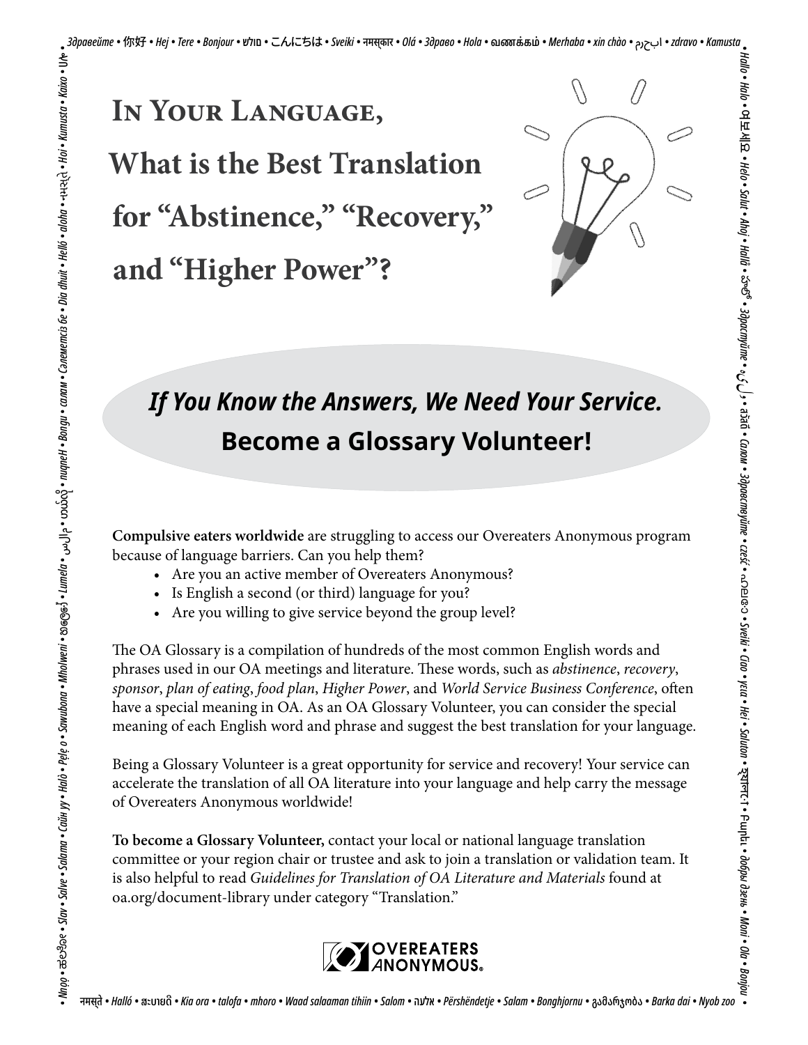# In Your Language, What is the Best Translation for "Abstinence," "Recovery," and "Higher Power"?

***If You Know the Answers, We Need Your Service.***

**Become a Glossary Volunteer!**

**Compulsive eaters worldwide** are struggling to access our Overeaters Anonymous program because of language barriers. Can you help them?

- Are you an active member of Overeaters Anonymous?
- Is English a second (or third) language for you?
- Are you willing to give service beyond the group level?

The OA Glossary is a compilation of hundreds of the most common English words and phrases used in our OA meetings and literature. These words, such as *abstinence*, *recovery*, *sponsor*, *plan of eating*, *food plan*, *Higher Power*, and *World Service Business Conference*, often have a special meaning in OA. As an OA Glossary Volunteer, you can consider the special meaning of each English word and phrase and suggest the best translation for your language.

Being a Glossary Volunteer is a great opportunity for service and recovery! Your service can accelerate the translation of all OA literature into your language and help carry the message of Overeaters Anonymous worldwide!

**To become a Glossary Volunteer,** contact your local or national language translation committee or your region chair or trustee and ask to join a translation or validation team. It is also helpful to read *Guidelines for Translation of OA Literature and Materials* found at oa.org/document-library under category "Translation."

OVEREATERS ANONYMOUS®